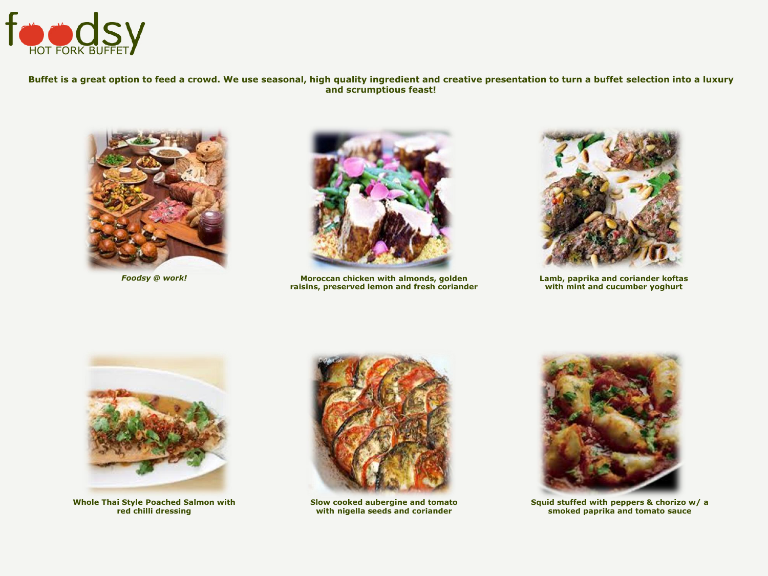# foodsy

HOT FORK BUFFET

**Buffet is a great option to feed a crowd. We use seasonal, high quality ingredient and creative presentation to turn a buffet selection into a luxury and scrumptious feast!**

***Foodsy @ work!***

**Moroccan chicken with almonds, golden raisins, preserved lemon and fresh coriander**

**Lamb, paprika and coriander koftas with mint and cucumber yoghurt**

**Whole Thai Style Poached Salmon with red chilli dressing**

**Slow cooked aubergine and tomato with nigella seeds and coriander**

**Squid stuffed with peppers & chorizo w/ a smoked paprika and tomato sauce**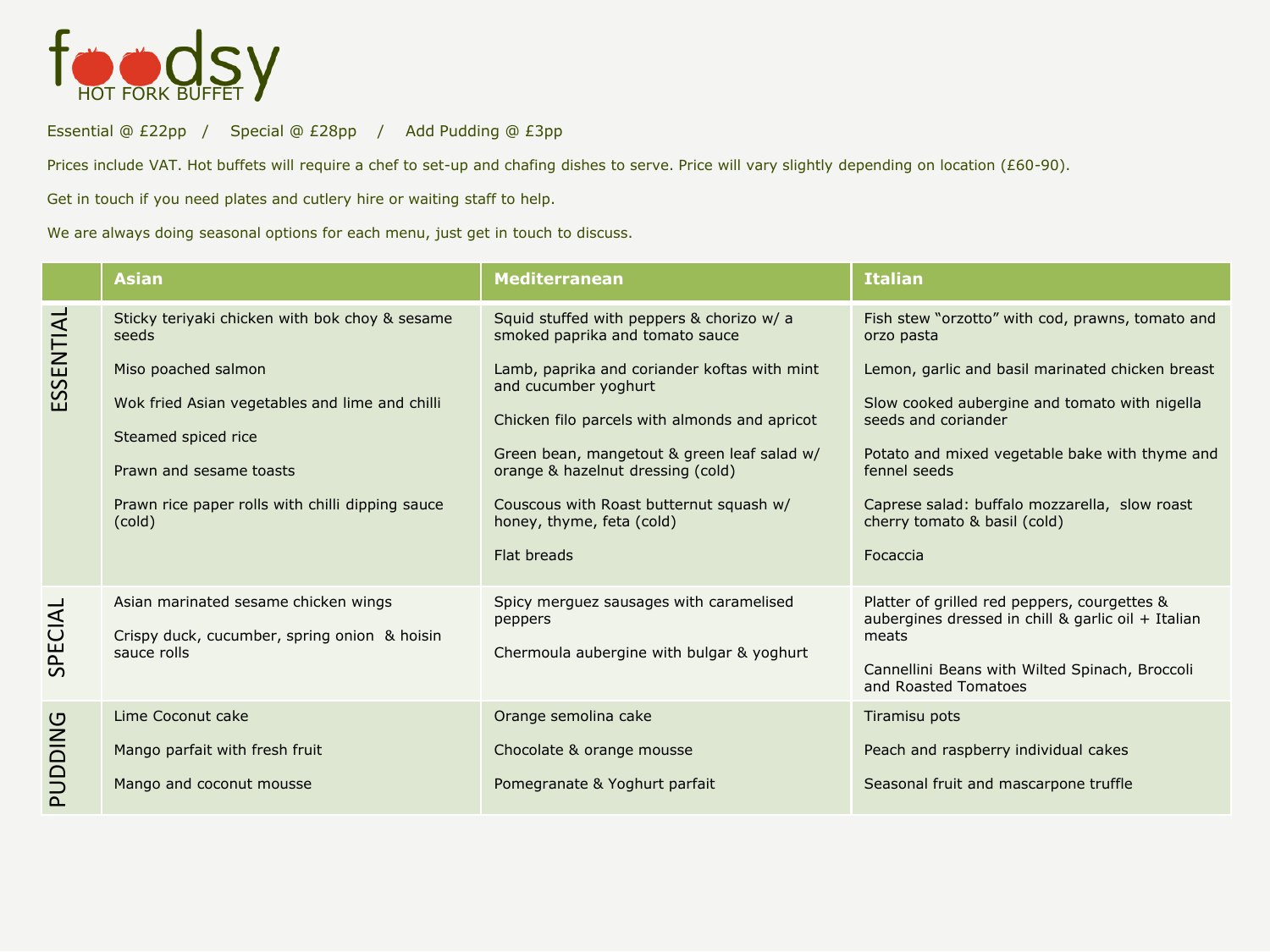# foodsy

HOT FORK BUFFET

Essential @ £22pp / Special @ £28pp / Add Pudding @ £3pp

Prices include VAT. Hot buffets will require a chef to set-up and chafing dishes to serve. Price will vary slightly depending on location (£60-90).

Get in touch if you need plates and cutlery hire or waiting staff to help.

We are always doing seasonal options for each menu, just get in touch to discuss.

| | **Asian** | **Mediterranean** | **Italian** |
|---|---|---|---|
| ESSENTIAL | Sticky teriyaki chicken with bok choy & sesame seeds<br><br>Miso poached salmon<br><br>Wok fried Asian vegetables and lime and chilli<br><br>Steamed spiced rice<br><br>Prawn and sesame toasts<br><br>Prawn rice paper rolls with chilli dipping sauce (cold) | Squid stuffed with peppers & chorizo w/ a smoked paprika and tomato sauce<br><br>Lamb, paprika and coriander koftas with mint and cucumber yoghurt<br><br>Chicken filo parcels with almonds and apricot<br><br>Green bean, mangetout & green leaf salad w/ orange & hazelnut dressing (cold)<br><br>Couscous with Roast butternut squash w/ honey, thyme, feta (cold)<br><br>Flat breads | Fish stew "orzotto" with cod, prawns, tomato and orzo pasta<br><br>Lemon, garlic and basil marinated chicken breast<br><br>Slow cooked aubergine and tomato with nigella seeds and coriander<br><br>Potato and mixed vegetable bake with thyme and fennel seeds<br><br>Caprese salad: buffalo mozzarella, slow roast cherry tomato & basil (cold)<br><br>Focaccia |
| SPECIAL | Asian marinated sesame chicken wings<br><br>Crispy duck, cucumber, spring onion & hoisin sauce rolls | Spicy merguez sausages with caramelised peppers<br><br>Chermoula aubergine with bulgar & yoghurt | Platter of grilled red peppers, courgettes & aubergines dressed in chill & garlic oil + Italian meats<br><br>Cannellini Beans with Wilted Spinach, Broccoli and Roasted Tomatoes |
| PUDDING | Lime Coconut cake<br><br>Mango parfait with fresh fruit<br><br>Mango and coconut mousse | Orange semolina cake<br><br>Chocolate & orange mousse<br><br>Pomegranate & Yoghurt parfait | Tiramisu pots<br><br>Peach and raspberry individual cakes<br><br>Seasonal fruit and mascarpone truffle |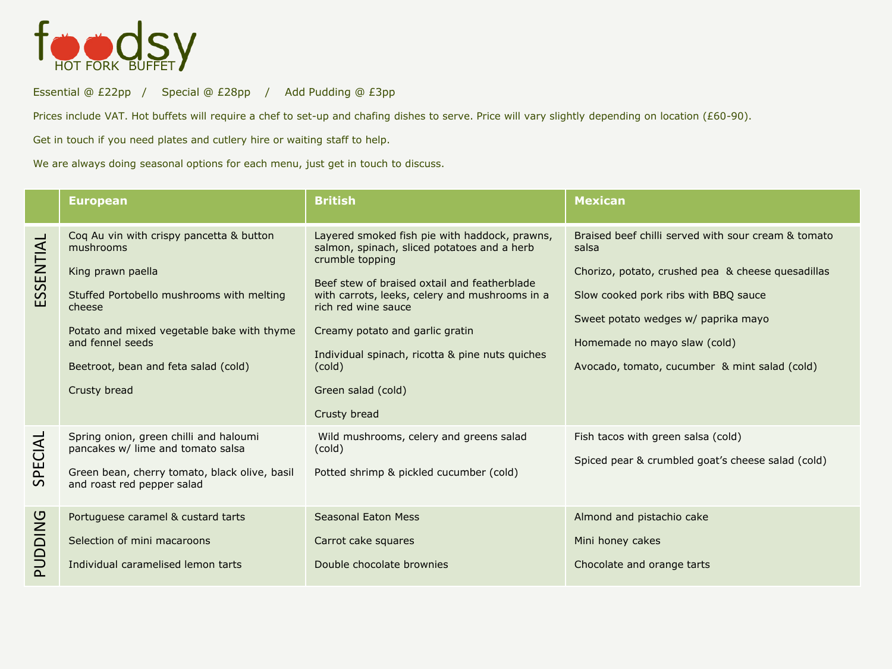# foodsy

HOT FORK BUFFET

Essential @ £22pp / Special @ £28pp / Add Pudding @ £3pp

Prices include VAT. Hot buffets will require a chef to set-up and chafing dishes to serve. Price will vary slightly depending on location (£60-90).

Get in touch if you need plates and cutlery hire or waiting staff to help.

We are always doing seasonal options for each menu, just get in touch to discuss.

| | European | British | Mexican |
|---|---|---|---|
| ESSENTIAL | Coq Au vin with crispy pancetta & button mushrooms<br><br>King prawn paella<br><br>Stuffed Portobello mushrooms with melting cheese<br><br>Potato and mixed vegetable bake with thyme and fennel seeds<br><br>Beetroot, bean and feta salad (cold)<br><br>Crusty bread | Layered smoked fish pie with haddock, prawns, salmon, spinach, sliced potatoes and a herb crumble topping<br><br>Beef stew of braised oxtail and featherblade with carrots, leeks, celery and mushrooms in a rich red wine sauce<br><br>Creamy potato and garlic gratin<br><br>Individual spinach, ricotta & pine nuts quiches (cold)<br><br>Green salad (cold)<br><br>Crusty bread | Braised beef chilli served with sour cream & tomato salsa<br><br>Chorizo, potato, crushed pea & cheese quesadillas<br><br>Slow cooked pork ribs with BBQ sauce<br><br>Sweet potato wedges w/ paprika mayo<br><br>Homemade no mayo slaw (cold)<br><br>Avocado, tomato, cucumber & mint salad (cold) |
| SPECIAL | Spring onion, green chilli and haloumi pancakes w/ lime and tomato salsa<br><br>Green bean, cherry tomato, black olive, basil and roast red pepper salad | Wild mushrooms, celery and greens salad (cold)<br><br>Potted shrimp & pickled cucumber (cold) | Fish tacos with green salsa (cold)<br><br>Spiced pear & crumbled goat's cheese salad (cold) |
| PUDDING | Portuguese caramel & custard tarts<br><br>Selection of mini macaroons<br><br>Individual caramelised lemon tarts | Seasonal Eaton Mess<br><br>Carrot cake squares<br><br>Double chocolate brownies | Almond and pistachio cake<br><br>Mini honey cakes<br><br>Chocolate and orange tarts |